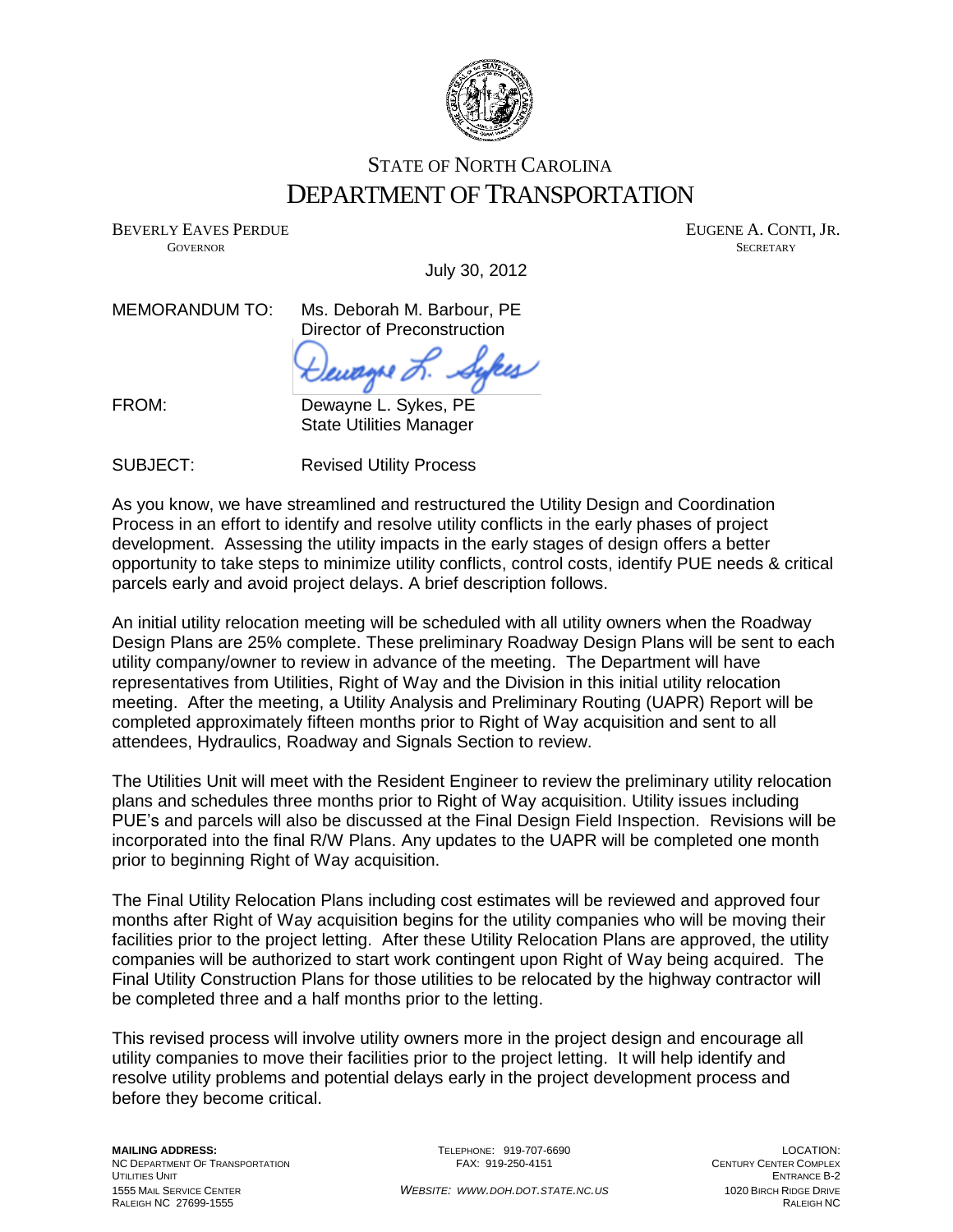STATE OF NORTH CAROLINA
# DEPARTMENT OF TRANSPORTATION

BEVERLY EAVES PERDUE
GOVERNOR

EUGENE A. CONTI, JR.
SECRETARY

July 30, 2012

MEMORANDUM TO: Ms. Deborah M. Barbour, PE
Director of Preconstruction

FROM: Dewayne L. Sykes, PE
State Utilities Manager

SUBJECT: Revised Utility Process

As you know, we have streamlined and restructured the Utility Design and Coordination Process in an effort to identify and resolve utility conflicts in the early phases of project development. Assessing the utility impacts in the early stages of design offers a better opportunity to take steps to minimize utility conflicts, control costs, identify PUE needs & critical parcels early and avoid project delays. A brief description follows.

An initial utility relocation meeting will be scheduled with all utility owners when the Roadway Design Plans are 25% complete. These preliminary Roadway Design Plans will be sent to each utility company/owner to review in advance of the meeting. The Department will have representatives from Utilities, Right of Way and the Division in this initial utility relocation meeting. After the meeting, a Utility Analysis and Preliminary Routing (UAPR) Report will be completed approximately fifteen months prior to Right of Way acquisition and sent to all attendees, Hydraulics, Roadway and Signals Section to review.

The Utilities Unit will meet with the Resident Engineer to review the preliminary utility relocation plans and schedules three months prior to Right of Way acquisition. Utility issues including PUE's and parcels will also be discussed at the Final Design Field Inspection. Revisions will be incorporated into the final R/W Plans. Any updates to the UAPR will be completed one month prior to beginning Right of Way acquisition.

The Final Utility Relocation Plans including cost estimates will be reviewed and approved four months after Right of Way acquisition begins for the utility companies who will be moving their facilities prior to the project letting. After these Utility Relocation Plans are approved, the utility companies will be authorized to start work contingent upon Right of Way being acquired. The Final Utility Construction Plans for those utilities to be relocated by the highway contractor will be completed three and a half months prior to the letting.

This revised process will involve utility owners more in the project design and encourage all utility companies to move their facilities prior to the project letting. It will help identify and resolve utility problems and potential delays early in the project development process and before they become critical.

**MAILING ADDRESS:**
NC DEPARTMENT OF TRANSPORTATION
UTILITIES UNIT
1555 MAIL SERVICE CENTER
RALEIGH NC 27699-1555

TELEPHONE: 919-707-6690
FAX: 919-250-4151

*WEBSITE: WWW.DOH.DOT.STATE.NC.US*

LOCATION:
CENTURY CENTER COMPLEX
ENTRANCE B-2
1020 BIRCH RIDGE DRIVE
RALEIGH NC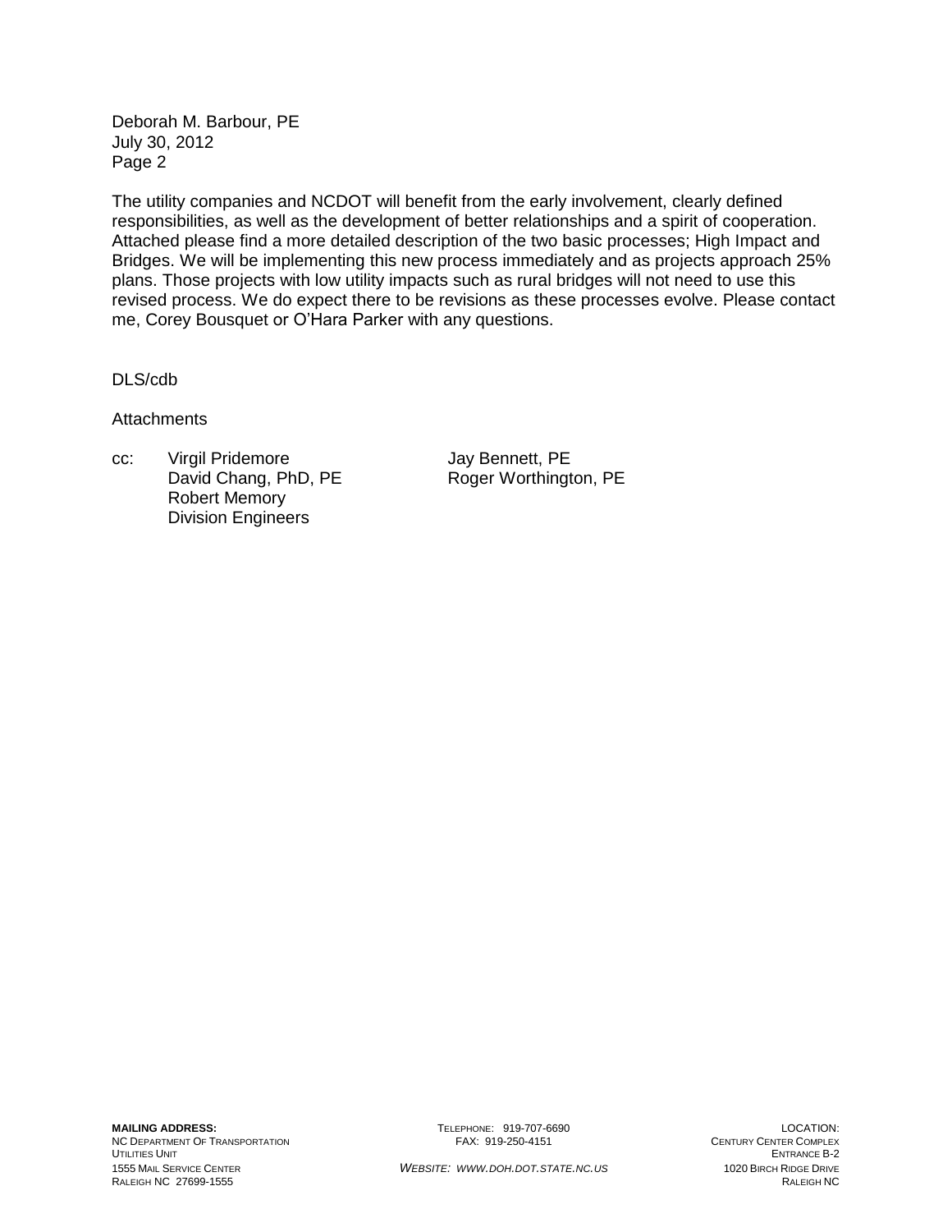Deborah M. Barbour, PE
July 30, 2012
Page 2

The utility companies and NCDOT will benefit from the early involvement, clearly defined responsibilities, as well as the development of better relationships and a spirit of cooperation. Attached please find a more detailed description of the two basic processes; High Impact and Bridges. We will be implementing this new process immediately and as projects approach 25% plans. Those projects with low utility impacts such as rural bridges will not need to use this revised process. We do expect there to be revisions as these processes evolve. Please contact me, Corey Bousquet or O'Hara Parker with any questions.

DLS/cdb

Attachments

cc: Virgil Pridemore
David Chang, PhD, PE
Robert Memory
Division Engineers
Jay Bennett, PE
Roger Worthington, PE

**MAILING ADDRESS:**
NC DEPARTMENT OF TRANSPORTATION
UTILITIES UNIT
1555 MAIL SERVICE CENTER
RALEIGH NC 27699-1555

TELEPHONE: 919-707-6690
FAX: 919-250-4151

*WEBSITE: WWW.DOH.DOT.STATE.NC.US*

LOCATION:
CENTURY CENTER COMPLEX
ENTRANCE B-2
1020 BIRCH RIDGE DRIVE
RALEIGH NC